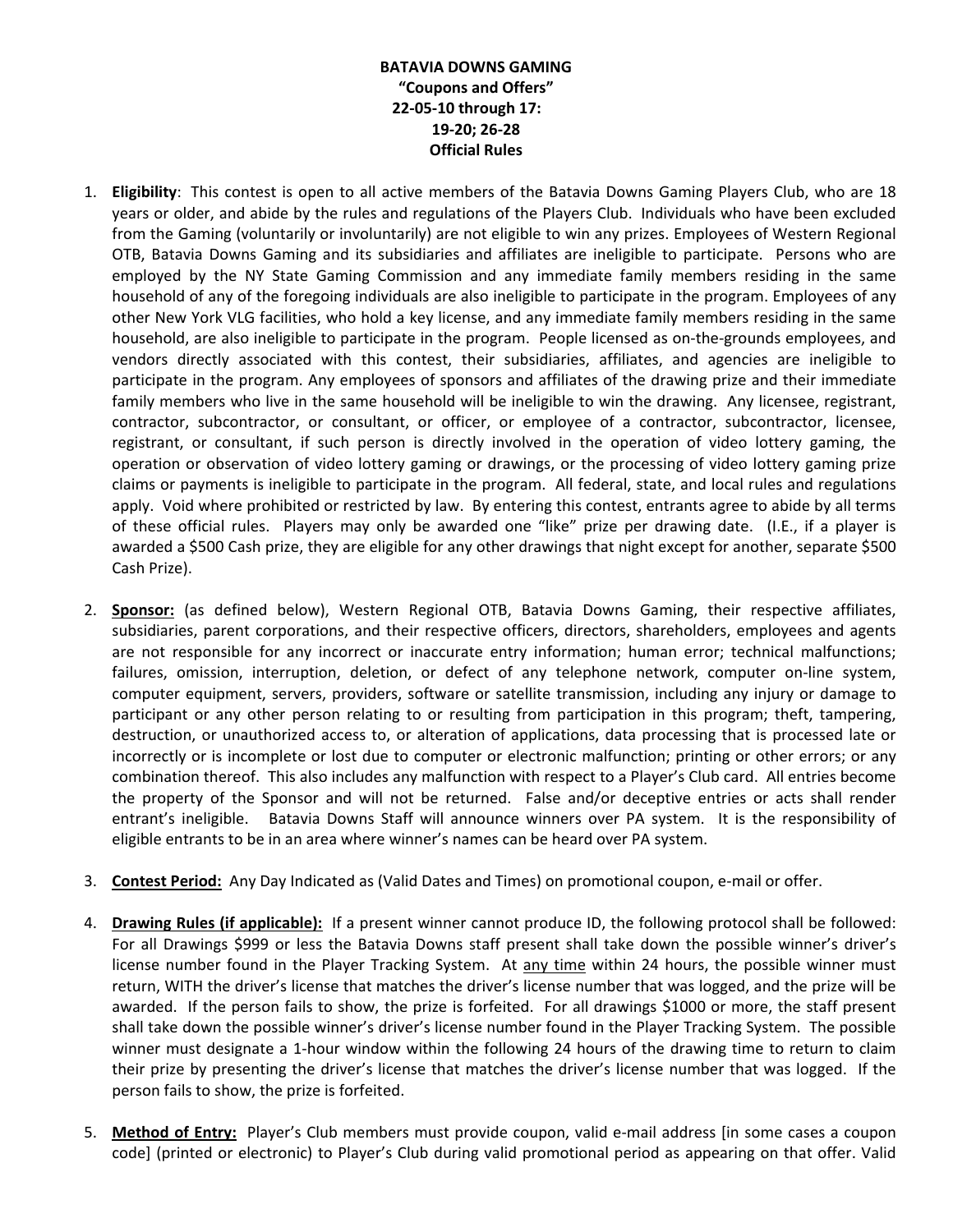**BATAVIA DOWNS GAMING**
**"Coupons and Offers"**
**22-05-10 through 17:**
**19-20; 26-28**
**Official Rules**

1. **Eligibility**: This contest is open to all active members of the Batavia Downs Gaming Players Club, who are 18 years or older, and abide by the rules and regulations of the Players Club. Individuals who have been excluded from the Gaming (voluntarily or involuntarily) are not eligible to win any prizes. Employees of Western Regional OTB, Batavia Downs Gaming and its subsidiaries and affiliates are ineligible to participate. Persons who are employed by the NY State Gaming Commission and any immediate family members residing in the same household of any of the foregoing individuals are also ineligible to participate in the program. Employees of any other New York VLG facilities, who hold a key license, and any immediate family members residing in the same household, are also ineligible to participate in the program. People licensed as on-the-grounds employees, and vendors directly associated with this contest, their subsidiaries, affiliates, and agencies are ineligible to participate in the program. Any employees of sponsors and affiliates of the drawing prize and their immediate family members who live in the same household will be ineligible to win the drawing. Any licensee, registrant, contractor, subcontractor, or consultant, or officer, or employee of a contractor, subcontractor, licensee, registrant, or consultant, if such person is directly involved in the operation of video lottery gaming, the operation or observation of video lottery gaming or drawings, or the processing of video lottery gaming prize claims or payments is ineligible to participate in the program. All federal, state, and local rules and regulations apply. Void where prohibited or restricted by law. By entering this contest, entrants agree to abide by all terms of these official rules. Players may only be awarded one "like" prize per drawing date. (I.E., if a player is awarded a $500 Cash prize, they are eligible for any other drawings that night except for another, separate $500 Cash Prize).

2. **Sponsor:** (as defined below), Western Regional OTB, Batavia Downs Gaming, their respective affiliates, subsidiaries, parent corporations, and their respective officers, directors, shareholders, employees and agents are not responsible for any incorrect or inaccurate entry information; human error; technical malfunctions; failures, omission, interruption, deletion, or defect of any telephone network, computer on-line system, computer equipment, servers, providers, software or satellite transmission, including any injury or damage to participant or any other person relating to or resulting from participation in this program; theft, tampering, destruction, or unauthorized access to, or alteration of applications, data processing that is processed late or incorrectly or is incomplete or lost due to computer or electronic malfunction; printing or other errors; or any combination thereof. This also includes any malfunction with respect to a Player's Club card. All entries become the property of the Sponsor and will not be returned. False and/or deceptive entries or acts shall render entrant's ineligible. Batavia Downs Staff will announce winners over PA system. It is the responsibility of eligible entrants to be in an area where winner's names can be heard over PA system.

3. **Contest Period:** Any Day Indicated as (Valid Dates and Times) on promotional coupon, e-mail or offer.

4. **Drawing Rules (if applicable):** If a present winner cannot produce ID, the following protocol shall be followed: For all Drawings $999 or less the Batavia Downs staff present shall take down the possible winner's driver's license number found in the Player Tracking System. At any time within 24 hours, the possible winner must return, WITH the driver's license that matches the driver's license number that was logged, and the prize will be awarded. If the person fails to show, the prize is forfeited. For all drawings $1000 or more, the staff present shall take down the possible winner's driver's license number found in the Player Tracking System. The possible winner must designate a 1-hour window within the following 24 hours of the drawing time to return to claim their prize by presenting the driver's license that matches the driver's license number that was logged. If the person fails to show, the prize is forfeited.

5. **Method of Entry:** Player's Club members must provide coupon, valid e-mail address [in some cases a coupon code] (printed or electronic) to Player's Club during valid promotional period as appearing on that offer. Valid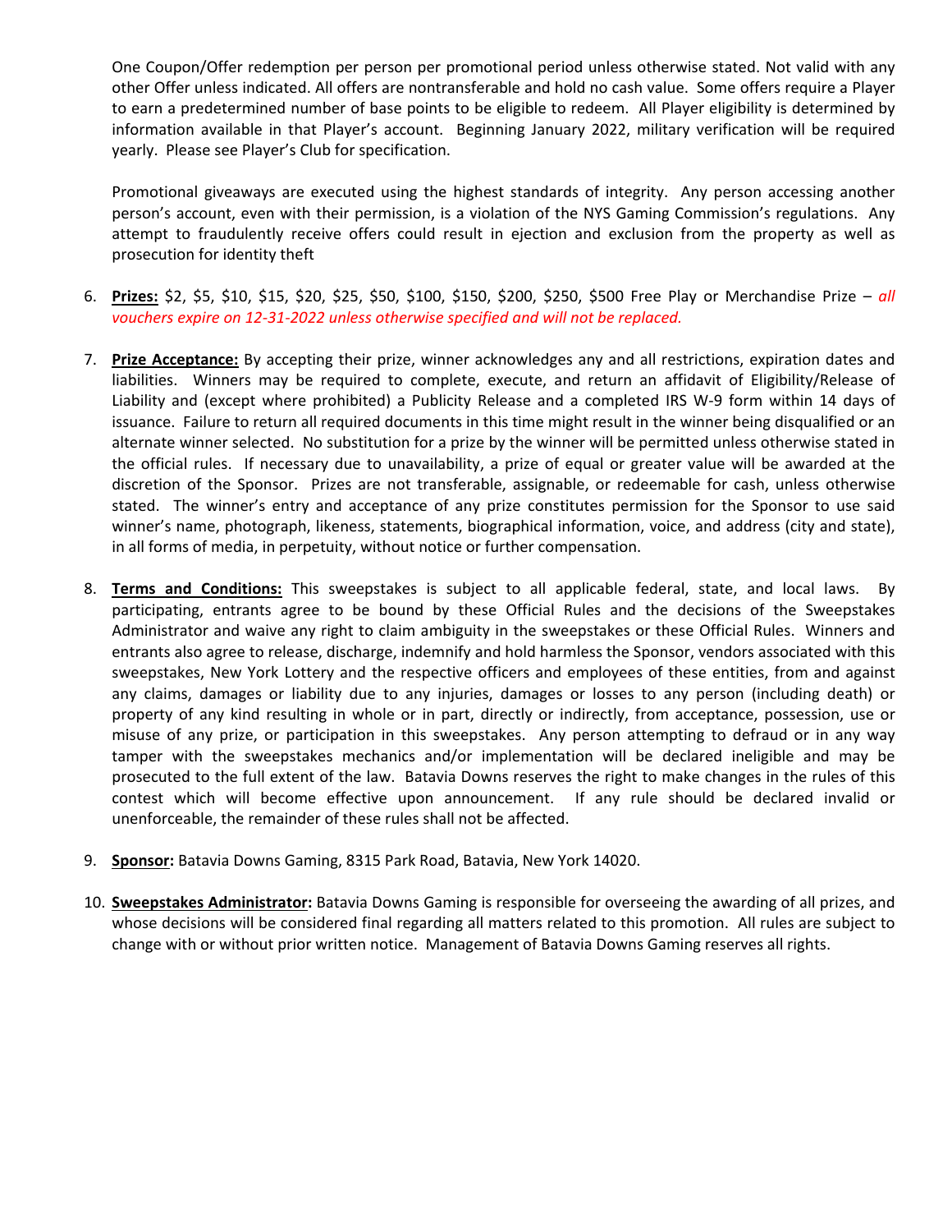One Coupon/Offer redemption per person per promotional period unless otherwise stated. Not valid with any other Offer unless indicated. All offers are nontransferable and hold no cash value. Some offers require a Player to earn a predetermined number of base points to be eligible to redeem. All Player eligibility is determined by information available in that Player's account. Beginning January 2022, military verification will be required yearly. Please see Player's Club for specification.

Promotional giveaways are executed using the highest standards of integrity. Any person accessing another person's account, even with their permission, is a violation of the NYS Gaming Commission's regulations. Any attempt to fraudulently receive offers could result in ejection and exclusion from the property as well as prosecution for identity theft

6. **Prizes:** $2, $5, $10, $15, $20, $25, $50, $100, $150, $200, $250, $500 Free Play or Merchandise Prize – *all vouchers expire on 12-31-2022 unless otherwise specified and will not be replaced.*

7. **Prize Acceptance:** By accepting their prize, winner acknowledges any and all restrictions, expiration dates and liabilities. Winners may be required to complete, execute, and return an affidavit of Eligibility/Release of Liability and (except where prohibited) a Publicity Release and a completed IRS W-9 form within 14 days of issuance. Failure to return all required documents in this time might result in the winner being disqualified or an alternate winner selected. No substitution for a prize by the winner will be permitted unless otherwise stated in the official rules. If necessary due to unavailability, a prize of equal or greater value will be awarded at the discretion of the Sponsor. Prizes are not transferable, assignable, or redeemable for cash, unless otherwise stated. The winner's entry and acceptance of any prize constitutes permission for the Sponsor to use said winner's name, photograph, likeness, statements, biographical information, voice, and address (city and state), in all forms of media, in perpetuity, without notice or further compensation.

8. **Terms and Conditions:** This sweepstakes is subject to all applicable federal, state, and local laws. By participating, entrants agree to be bound by these Official Rules and the decisions of the Sweepstakes Administrator and waive any right to claim ambiguity in the sweepstakes or these Official Rules. Winners and entrants also agree to release, discharge, indemnify and hold harmless the Sponsor, vendors associated with this sweepstakes, New York Lottery and the respective officers and employees of these entities, from and against any claims, damages or liability due to any injuries, damages or losses to any person (including death) or property of any kind resulting in whole or in part, directly or indirectly, from acceptance, possession, use or misuse of any prize, or participation in this sweepstakes. Any person attempting to defraud or in any way tamper with the sweepstakes mechanics and/or implementation will be declared ineligible and may be prosecuted to the full extent of the law. Batavia Downs reserves the right to make changes in the rules of this contest which will become effective upon announcement. If any rule should be declared invalid or unenforceable, the remainder of these rules shall not be affected.

9. **Sponsor:** Batavia Downs Gaming, 8315 Park Road, Batavia, New York 14020.

10. **Sweepstakes Administrator:** Batavia Downs Gaming is responsible for overseeing the awarding of all prizes, and whose decisions will be considered final regarding all matters related to this promotion. All rules are subject to change with or without prior written notice. Management of Batavia Downs Gaming reserves all rights.